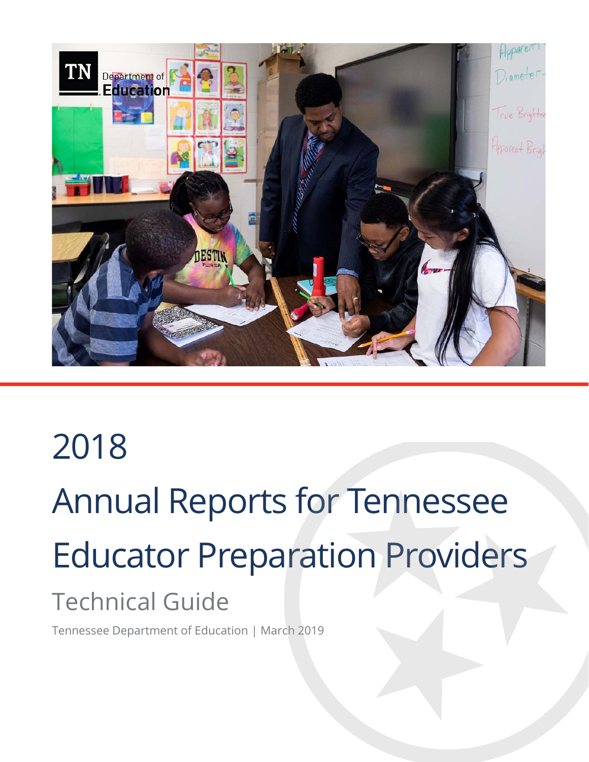# 2018

# Annual Reports for Tennessee Educator Preparation Providers

## Technical Guide

Tennessee Department of Education | March 2019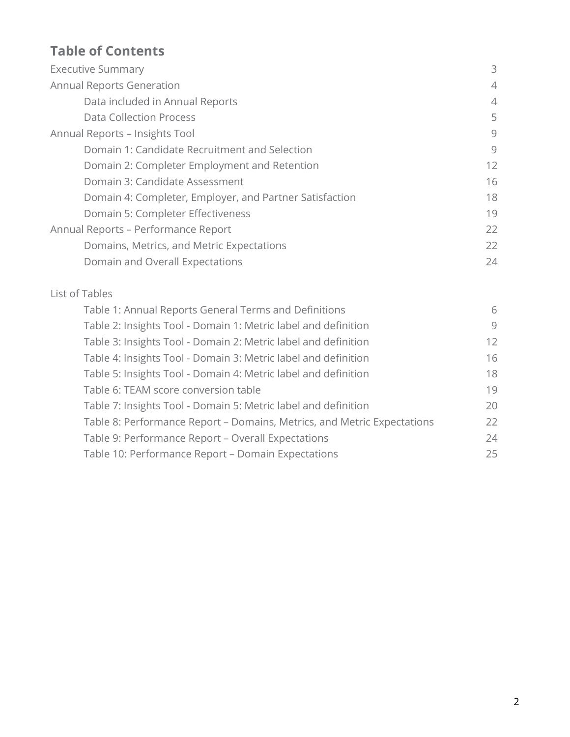## Table of Contents

| | |
|---|---|
| Executive Summary | 3 |
| Annual Reports Generation | 4 |
| Data included in Annual Reports | 4 |
| Data Collection Process | 5 |
| Annual Reports – Insights Tool | 9 |
| Domain 1: Candidate Recruitment and Selection | 9 |
| Domain 2: Completer Employment and Retention | 12 |
| Domain 3: Candidate Assessment | 16 |
| Domain 4: Completer, Employer, and Partner Satisfaction | 18 |
| Domain 5: Completer Effectiveness | 19 |
| Annual Reports – Performance Report | 22 |
| Domains, Metrics, and Metric Expectations | 22 |
| Domain and Overall Expectations | 24 |

List of Tables

| | |
|---|---|
| Table 1: Annual Reports General Terms and Definitions | 6 |
| Table 2: Insights Tool - Domain 1: Metric label and definition | 9 |
| Table 3: Insights Tool - Domain 2: Metric label and definition | 12 |
| Table 4: Insights Tool - Domain 3: Metric label and definition | 16 |
| Table 5: Insights Tool - Domain 4: Metric label and definition | 18 |
| Table 6: TEAM score conversion table | 19 |
| Table 7: Insights Tool - Domain 5: Metric label and definition | 20 |
| Table 8: Performance Report – Domains, Metrics, and Metric Expectations | 22 |
| Table 9: Performance Report – Overall Expectations | 24 |
| Table 10: Performance Report – Domain Expectations | 25 |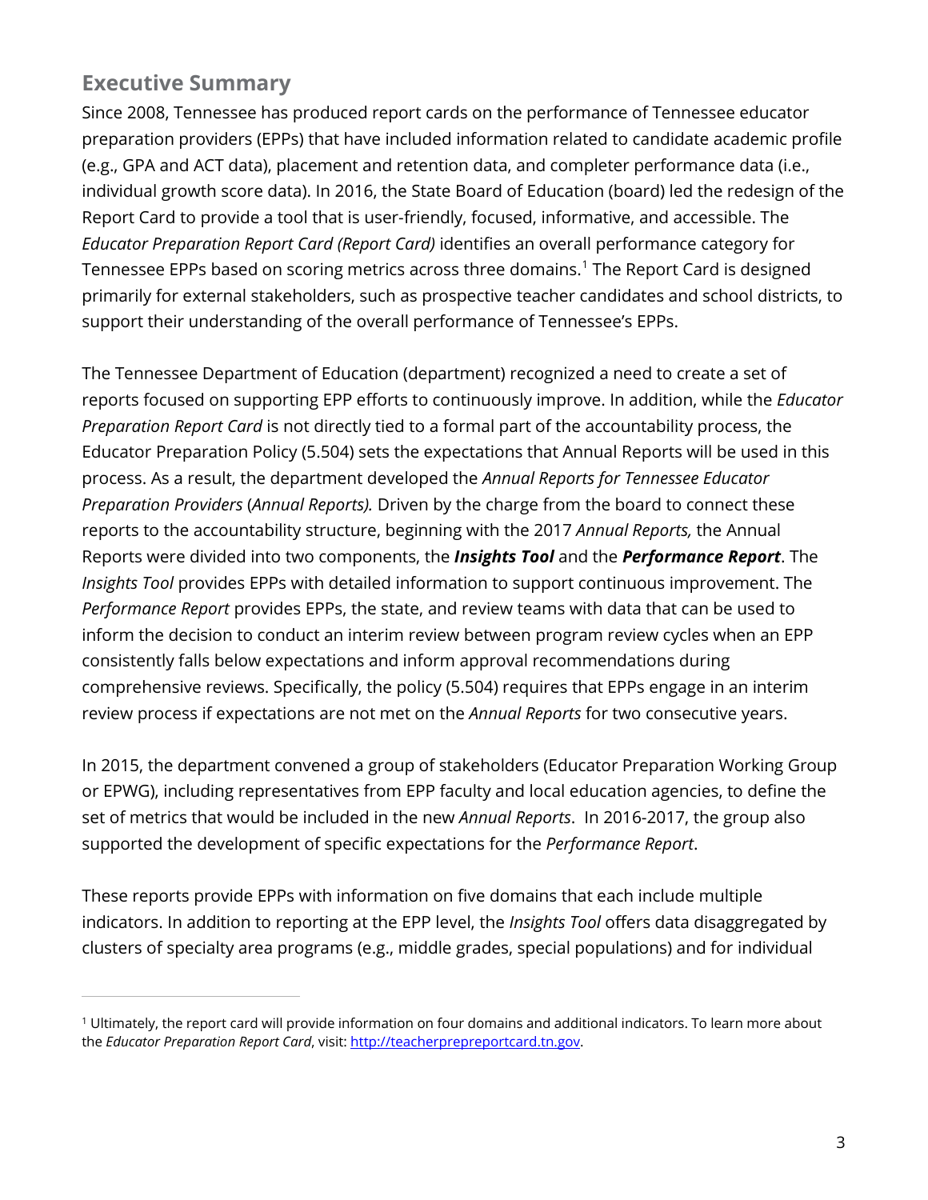## Executive Summary

Since 2008, Tennessee has produced report cards on the performance of Tennessee educator preparation providers (EPPs) that have included information related to candidate academic profile (e.g., GPA and ACT data), placement and retention data, and completer performance data (i.e., individual growth score data). In 2016, the State Board of Education (board) led the redesign of the Report Card to provide a tool that is user-friendly, focused, informative, and accessible. The *Educator Preparation Report Card (Report Card)* identifies an overall performance category for Tennessee EPPs based on scoring metrics across three domains.[1] The Report Card is designed primarily for external stakeholders, such as prospective teacher candidates and school districts, to support their understanding of the overall performance of Tennessee's EPPs.

The Tennessee Department of Education (department) recognized a need to create a set of reports focused on supporting EPP efforts to continuously improve. In addition, while the *Educator Preparation Report Card* is not directly tied to a formal part of the accountability process, the Educator Preparation Policy (5.504) sets the expectations that Annual Reports will be used in this process. As a result, the department developed the *Annual Reports for Tennessee Educator Preparation Providers* (*Annual Reports).* Driven by the charge from the board to connect these reports to the accountability structure, beginning with the 2017 *Annual Reports,* the Annual Reports were divided into two components, the ***Insights Tool*** and the ***Performance Report***. The *Insights Tool* provides EPPs with detailed information to support continuous improvement. The *Performance Report* provides EPPs, the state, and review teams with data that can be used to inform the decision to conduct an interim review between program review cycles when an EPP consistently falls below expectations and inform approval recommendations during comprehensive reviews. Specifically, the policy (5.504) requires that EPPs engage in an interim review process if expectations are not met on the *Annual Reports* for two consecutive years.

In 2015, the department convened a group of stakeholders (Educator Preparation Working Group or EPWG), including representatives from EPP faculty and local education agencies, to define the set of metrics that would be included in the new *Annual Reports*. In 2016-2017, the group also supported the development of specific expectations for the *Performance Report*.

These reports provide EPPs with information on five domains that each include multiple indicators. In addition to reporting at the EPP level, the *Insights Tool* offers data disaggregated by clusters of specialty area programs (e.g., middle grades, special populations) and for individual

---

[1] Ultimately, the report card will provide information on four domains and additional indicators. To learn more about the *Educator Preparation Report Card*, visit: [http://teacherprepreportcard.tn.gov](http://teacherprepreportcard.tn.gov).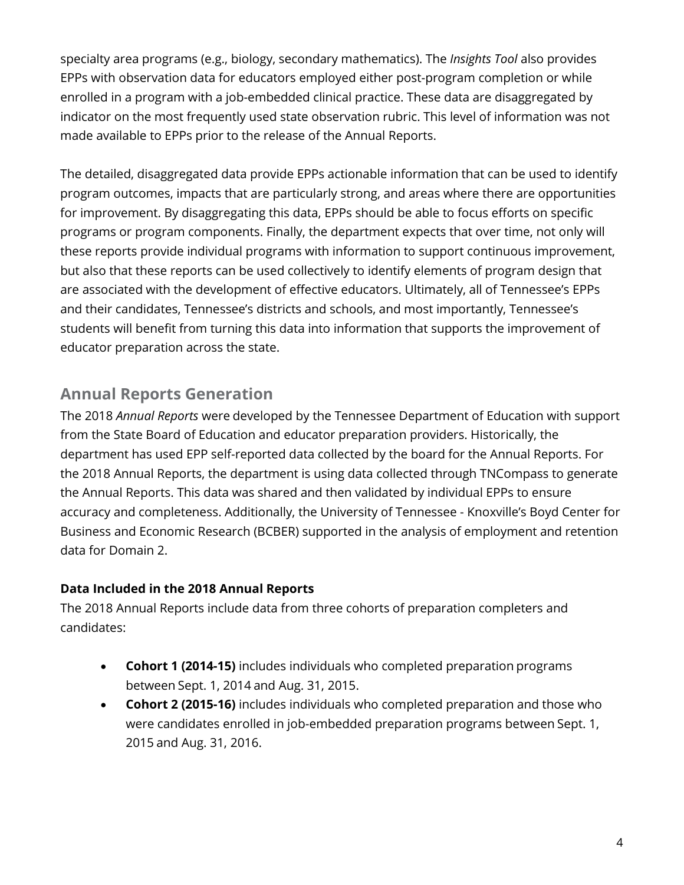specialty area programs (e.g., biology, secondary mathematics). The *Insights Tool* also provides EPPs with observation data for educators employed either post-program completion or while enrolled in a program with a job-embedded clinical practice. These data are disaggregated by indicator on the most frequently used state observation rubric. This level of information was not made available to EPPs prior to the release of the Annual Reports.

The detailed, disaggregated data provide EPPs actionable information that can be used to identify program outcomes, impacts that are particularly strong, and areas where there are opportunities for improvement. By disaggregating this data, EPPs should be able to focus efforts on specific programs or program components. Finally, the department expects that over time, not only will these reports provide individual programs with information to support continuous improvement, but also that these reports can be used collectively to identify elements of program design that are associated with the development of effective educators. Ultimately, all of Tennessee's EPPs and their candidates, Tennessee's districts and schools, and most importantly, Tennessee's students will benefit from turning this data into information that supports the improvement of educator preparation across the state.

## Annual Reports Generation

The 2018 *Annual Reports* were developed by the Tennessee Department of Education with support from the State Board of Education and educator preparation providers. Historically, the department has used EPP self-reported data collected by the board for the Annual Reports. For the 2018 Annual Reports, the department is using data collected through TNCompass to generate the Annual Reports. This data was shared and then validated by individual EPPs to ensure accuracy and completeness. Additionally, the University of Tennessee - Knoxville's Boyd Center for Business and Economic Research (BCBER) supported in the analysis of employment and retention data for Domain 2.

### Data Included in the 2018 Annual Reports

The 2018 Annual Reports include data from three cohorts of preparation completers and candidates:

- **Cohort 1 (2014-15)** includes individuals who completed preparation programs between Sept. 1, 2014 and Aug. 31, 2015.
- **Cohort 2 (2015-16)** includes individuals who completed preparation and those who were candidates enrolled in job-embedded preparation programs between Sept. 1, 2015 and Aug. 31, 2016.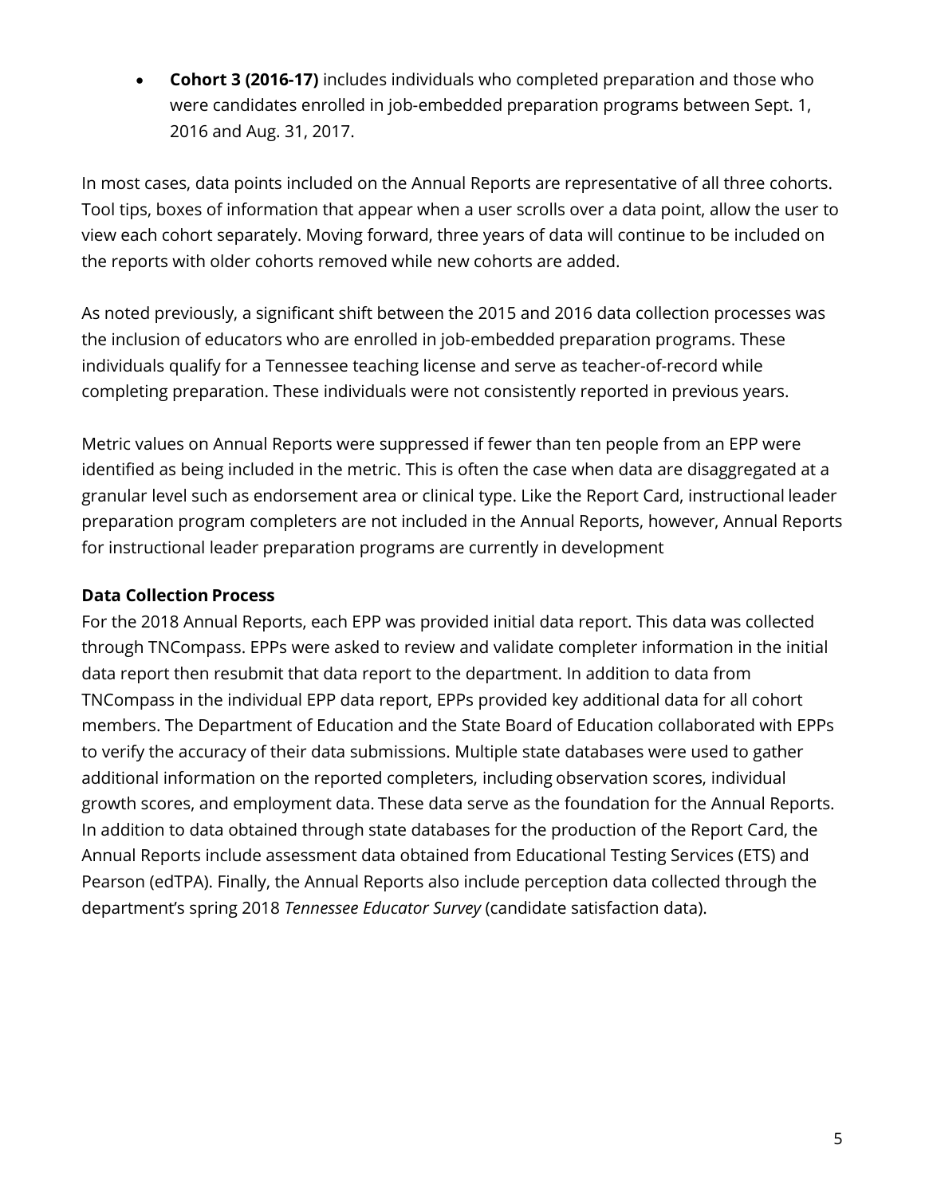- **Cohort 3 (2016-17)** includes individuals who completed preparation and those who were candidates enrolled in job-embedded preparation programs between Sept. 1, 2016 and Aug. 31, 2017.

In most cases, data points included on the Annual Reports are representative of all three cohorts. Tool tips, boxes of information that appear when a user scrolls over a data point, allow the user to view each cohort separately. Moving forward, three years of data will continue to be included on the reports with older cohorts removed while new cohorts are added.

As noted previously, a significant shift between the 2015 and 2016 data collection processes was the inclusion of educators who are enrolled in job-embedded preparation programs. These individuals qualify for a Tennessee teaching license and serve as teacher-of-record while completing preparation. These individuals were not consistently reported in previous years.

Metric values on Annual Reports were suppressed if fewer than ten people from an EPP were identified as being included in the metric. This is often the case when data are disaggregated at a granular level such as endorsement area or clinical type. Like the Report Card, instructional leader preparation program completers are not included in the Annual Reports, however, Annual Reports for instructional leader preparation programs are currently in development

**Data Collection Process**

For the 2018 Annual Reports, each EPP was provided initial data report. This data was collected through TNCompass. EPPs were asked to review and validate completer information in the initial data report then resubmit that data report to the department. In addition to data from TNCompass in the individual EPP data report, EPPs provided key additional data for all cohort members. The Department of Education and the State Board of Education collaborated with EPPs to verify the accuracy of their data submissions. Multiple state databases were used to gather additional information on the reported completers, including observation scores, individual growth scores, and employment data. These data serve as the foundation for the Annual Reports. In addition to data obtained through state databases for the production of the Report Card, the Annual Reports include assessment data obtained from Educational Testing Services (ETS) and Pearson (edTPA). Finally, the Annual Reports also include perception data collected through the department's spring 2018 *Tennessee Educator Survey* (candidate satisfaction data).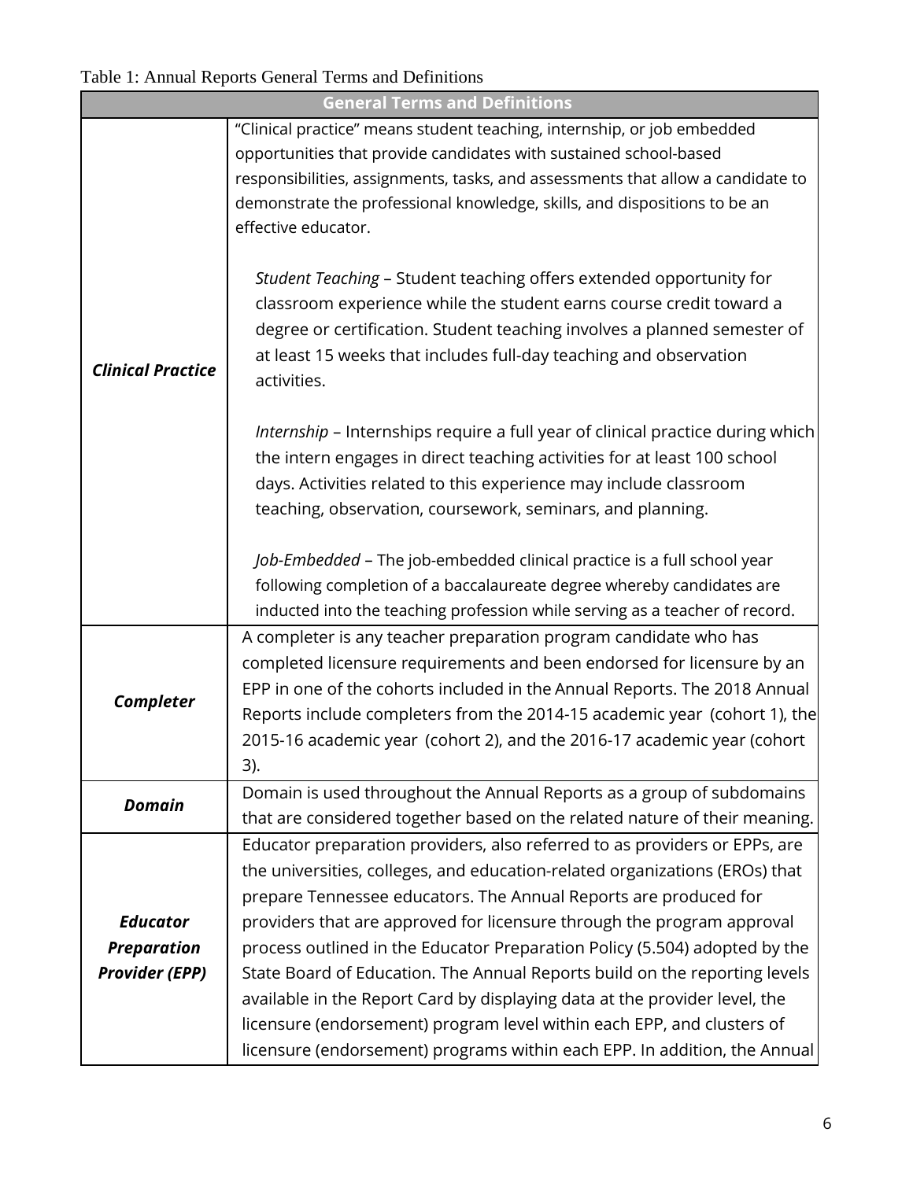Table 1: Annual Reports General Terms and Definitions

| General Terms and Definitions | |
|---|---|
| ***Clinical Practice*** | "Clinical practice" means student teaching, internship, or job embedded opportunities that provide candidates with sustained school-based responsibilities, assignments, tasks, and assessments that allow a candidate to demonstrate the professional knowledge, skills, and dispositions to be an effective educator.<br><br>*Student Teaching* – Student teaching offers extended opportunity for classroom experience while the student earns course credit toward a degree or certification. Student teaching involves a planned semester of at least 15 weeks that includes full-day teaching and observation activities.<br><br>*Internship* – Internships require a full year of clinical practice during which the intern engages in direct teaching activities for at least 100 school days. Activities related to this experience may include classroom teaching, observation, coursework, seminars, and planning.<br><br>*Job-Embedded* – The job-embedded clinical practice is a full school year following completion of a baccalaureate degree whereby candidates are inducted into the teaching profession while serving as a teacher of record. |
| ***Completer*** | A completer is any teacher preparation program candidate who has completed licensure requirements and been endorsed for licensure by an EPP in one of the cohorts included in the Annual Reports. The 2018 Annual Reports include completers from the 2014-15 academic year (cohort 1), the 2015-16 academic year (cohort 2), and the 2016-17 academic year (cohort 3). |
| ***Domain*** | Domain is used throughout the Annual Reports as a group of subdomains that are considered together based on the related nature of their meaning. |
| ***Educator Preparation Provider (EPP)*** | Educator preparation providers, also referred to as providers or EPPs, are the universities, colleges, and education-related organizations (EROs) that prepare Tennessee educators. The Annual Reports are produced for providers that are approved for licensure through the program approval process outlined in the Educator Preparation Policy (5.504) adopted by the State Board of Education. The Annual Reports build on the reporting levels available in the Report Card by displaying data at the provider level, the licensure (endorsement) program level within each EPP, and clusters of licensure (endorsement) programs within each EPP. In addition, the Annual |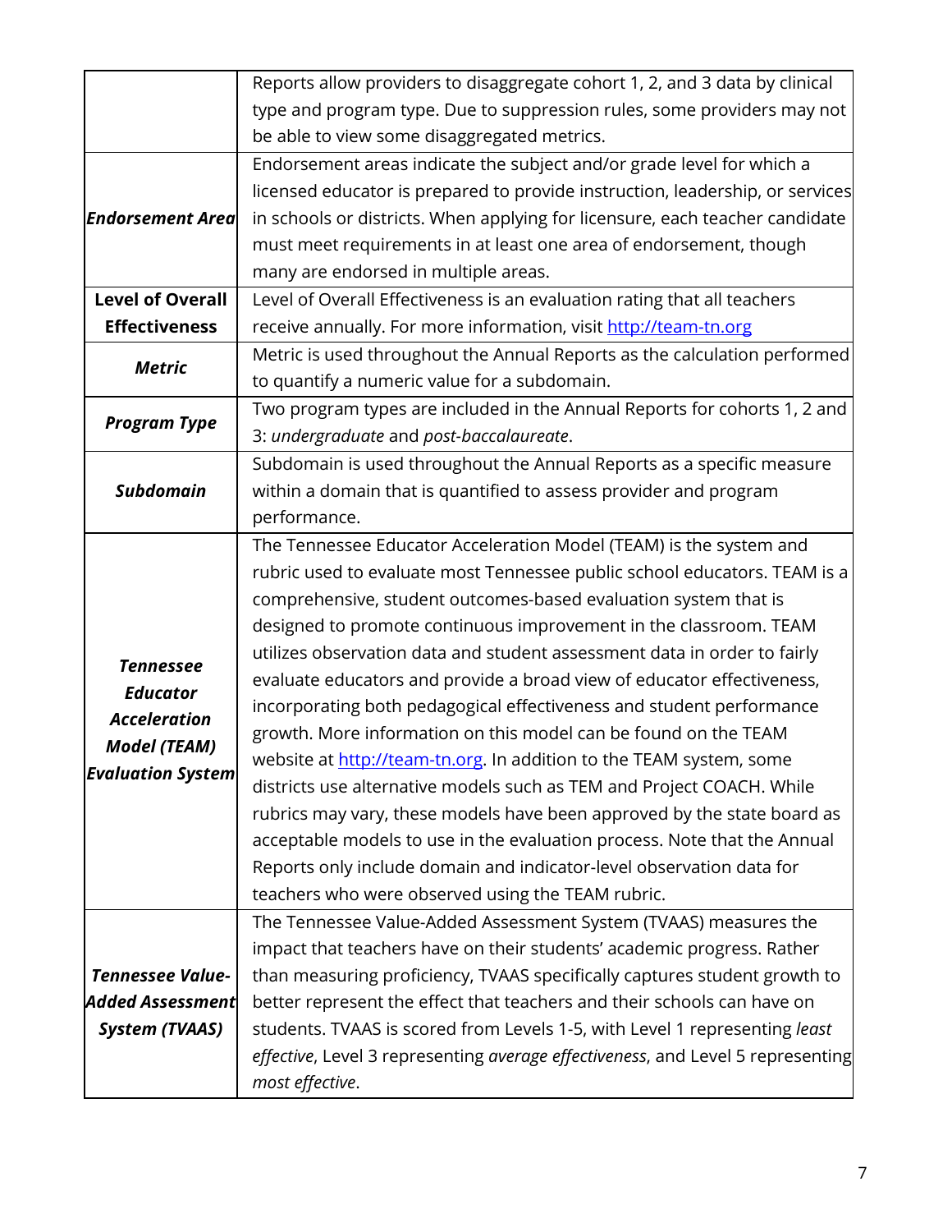| | |
|---|---|
| | Reports allow providers to disaggregate cohort 1, 2, and 3 data by clinical type and program type. Due to suppression rules, some providers may not be able to view some disaggregated metrics. |
| ***Endorsement Area*** | Endorsement areas indicate the subject and/or grade level for which a licensed educator is prepared to provide instruction, leadership, or services in schools or districts. When applying for licensure, each teacher candidate must meet requirements in at least one area of endorsement, though many are endorsed in multiple areas. |
| **Level of Overall Effectiveness** | Level of Overall Effectiveness is an evaluation rating that all teachers receive annually. For more information, visit http://team-tn.org |
| ***Metric*** | Metric is used throughout the Annual Reports as the calculation performed to quantify a numeric value for a subdomain. |
| ***Program Type*** | Two program types are included in the Annual Reports for cohorts 1, 2 and 3: *undergraduate* and *post-baccalaureate*. |
| ***Subdomain*** | Subdomain is used throughout the Annual Reports as a specific measure within a domain that is quantified to assess provider and program performance. |
| ***Tennessee Educator Acceleration Model (TEAM) Evaluation System*** | The Tennessee Educator Acceleration Model (TEAM) is the system and rubric used to evaluate most Tennessee public school educators. TEAM is a comprehensive, student outcomes-based evaluation system that is designed to promote continuous improvement in the classroom. TEAM utilizes observation data and student assessment data in order to fairly evaluate educators and provide a broad view of educator effectiveness, incorporating both pedagogical effectiveness and student performance growth. More information on this model can be found on the TEAM website at http://team-tn.org. In addition to the TEAM system, some districts use alternative models such as TEM and Project COACH. While rubrics may vary, these models have been approved by the state board as acceptable models to use in the evaluation process. Note that the Annual Reports only include domain and indicator-level observation data for teachers who were observed using the TEAM rubric. |
| ***Tennessee Value-Added Assessment System (TVAAS)*** | The Tennessee Value-Added Assessment System (TVAAS) measures the impact that teachers have on their students' academic progress. Rather than measuring proficiency, TVAAS specifically captures student growth to better represent the effect that teachers and their schools can have on students. TVAAS is scored from Levels 1-5, with Level 1 representing *least effective*, Level 3 representing *average effectiveness*, and Level 5 representing *most effective*. |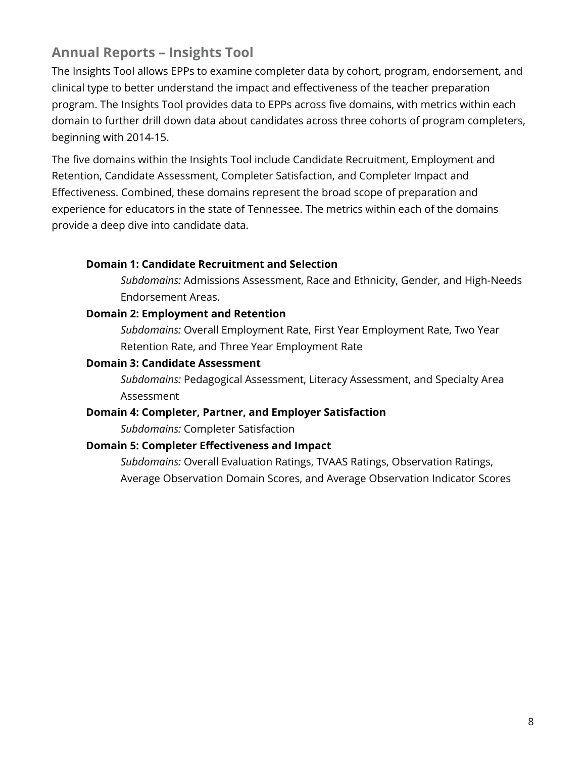## Annual Reports – Insights Tool

The Insights Tool allows EPPs to examine completer data by cohort, program, endorsement, and clinical type to better understand the impact and effectiveness of the teacher preparation program. The Insights Tool provides data to EPPs across five domains, with metrics within each domain to further drill down data about candidates across three cohorts of program completers, beginning with 2014-15.

The five domains within the Insights Tool include Candidate Recruitment, Employment and Retention, Candidate Assessment, Completer Satisfaction, and Completer Impact and Effectiveness. Combined, these domains represent the broad scope of preparation and experience for educators in the state of Tennessee. The metrics within each of the domains provide a deep dive into candidate data.

**Domain 1: Candidate Recruitment and Selection**

*Subdomains:* Admissions Assessment, Race and Ethnicity, Gender, and High-Needs Endorsement Areas.

**Domain 2: Employment and Retention**

*Subdomains:* Overall Employment Rate, First Year Employment Rate, Two Year Retention Rate, and Three Year Employment Rate

**Domain 3: Candidate Assessment**

*Subdomains:* Pedagogical Assessment, Literacy Assessment, and Specialty Area Assessment

**Domain 4: Completer, Partner, and Employer Satisfaction**

*Subdomains:* Completer Satisfaction

**Domain 5: Completer Effectiveness and Impact**

*Subdomains:* Overall Evaluation Ratings, TVAAS Ratings, Observation Ratings, Average Observation Domain Scores, and Average Observation Indicator Scores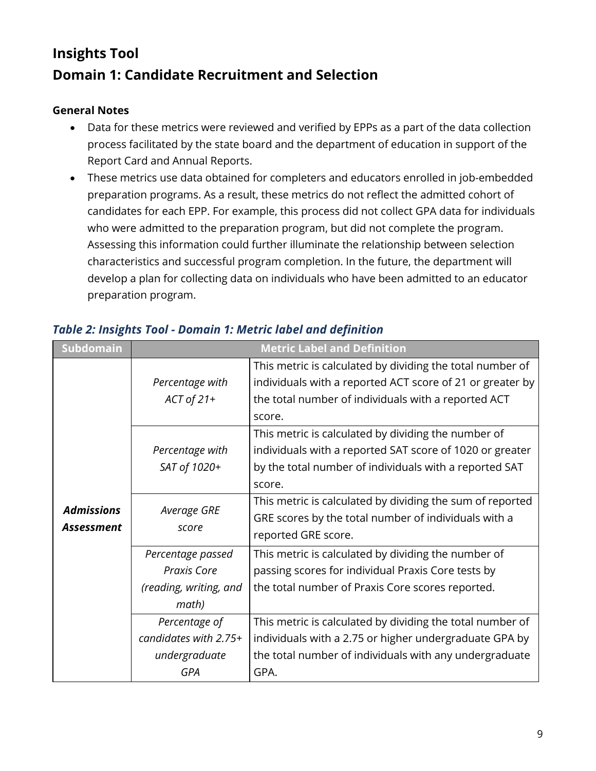# Insights Tool

# Domain 1: Candidate Recruitment and Selection

**General Notes**

- Data for these metrics were reviewed and verified by EPPs as a part of the data collection process facilitated by the state board and the department of education in support of the Report Card and Annual Reports.
- These metrics use data obtained for completers and educators enrolled in job-embedded preparation programs. As a result, these metrics do not reflect the admitted cohort of candidates for each EPP. For example, this process did not collect GPA data for individuals who were admitted to the preparation program, but did not complete the program. Assessing this information could further illuminate the relationship between selection characteristics and successful program completion. In the future, the department will develop a plan for collecting data on individuals who have been admitted to an educator preparation program.

***Table 2: Insights Tool - Domain 1: Metric label and definition***

| Subdomain | Metric Label and Definition | |
|---|---|---|
| ***Admissions Assessment*** | *Percentage with ACT of 21+* | This metric is calculated by dividing the total number of individuals with a reported ACT score of 21 or greater by the total number of individuals with a reported ACT score. |
| | *Percentage with SAT of 1020+* | This metric is calculated by dividing the number of individuals with a reported SAT score of 1020 or greater by the total number of individuals with a reported SAT score. |
| | *Average GRE score* | This metric is calculated by dividing the sum of reported GRE scores by the total number of individuals with a reported GRE score. |
| | *Percentage passed Praxis Core (reading, writing, and math)* | This metric is calculated by dividing the number of passing scores for individual Praxis Core tests by the total number of Praxis Core scores reported. |
| | *Percentage of candidates with 2.75+ undergraduate GPA* | This metric is calculated by dividing the total number of individuals with a 2.75 or higher undergraduate GPA by the total number of individuals with any undergraduate GPA. |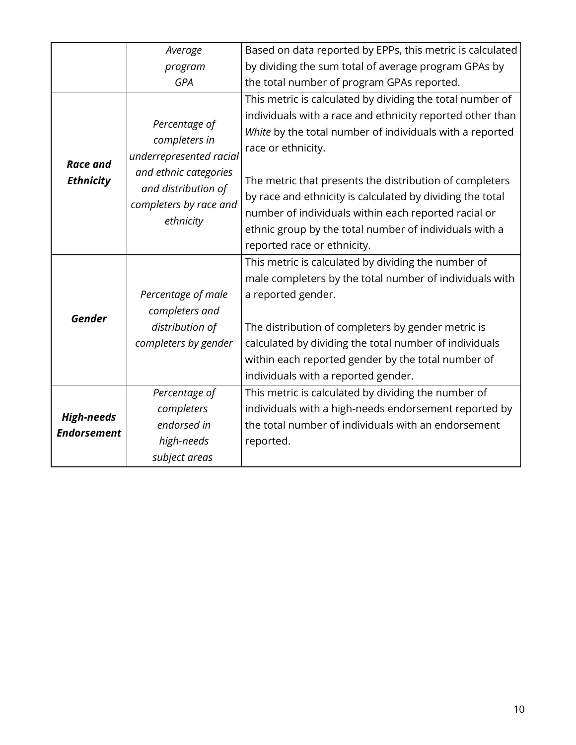| | | |
|---|---|---|
| | *Average program GPA* | Based on data reported by EPPs, this metric is calculated by dividing the sum total of average program GPAs by the total number of program GPAs reported. |
| ***Race and Ethnicity*** | *Percentage of completers in underrepresented racial and ethnic categories and distribution of completers by race and ethnicity* | This metric is calculated by dividing the total number of individuals with a race and ethnicity reported other than *White* by the total number of individuals with a reported race or ethnicity.<br><br>The metric that presents the distribution of completers by race and ethnicity is calculated by dividing the total number of individuals within each reported racial or ethnic group by the total number of individuals with a reported race or ethnicity. |
| ***Gender*** | *Percentage of male completers and distribution of completers by gender* | This metric is calculated by dividing the number of male completers by the total number of individuals with a reported gender.<br><br>The distribution of completers by gender metric is calculated by dividing the total number of individuals within each reported gender by the total number of individuals with a reported gender. |
| ***High-needs Endorsement*** | *Percentage of completers endorsed in high-needs subject areas* | This metric is calculated by dividing the number of individuals with a high-needs endorsement reported by the total number of individuals with an endorsement reported. |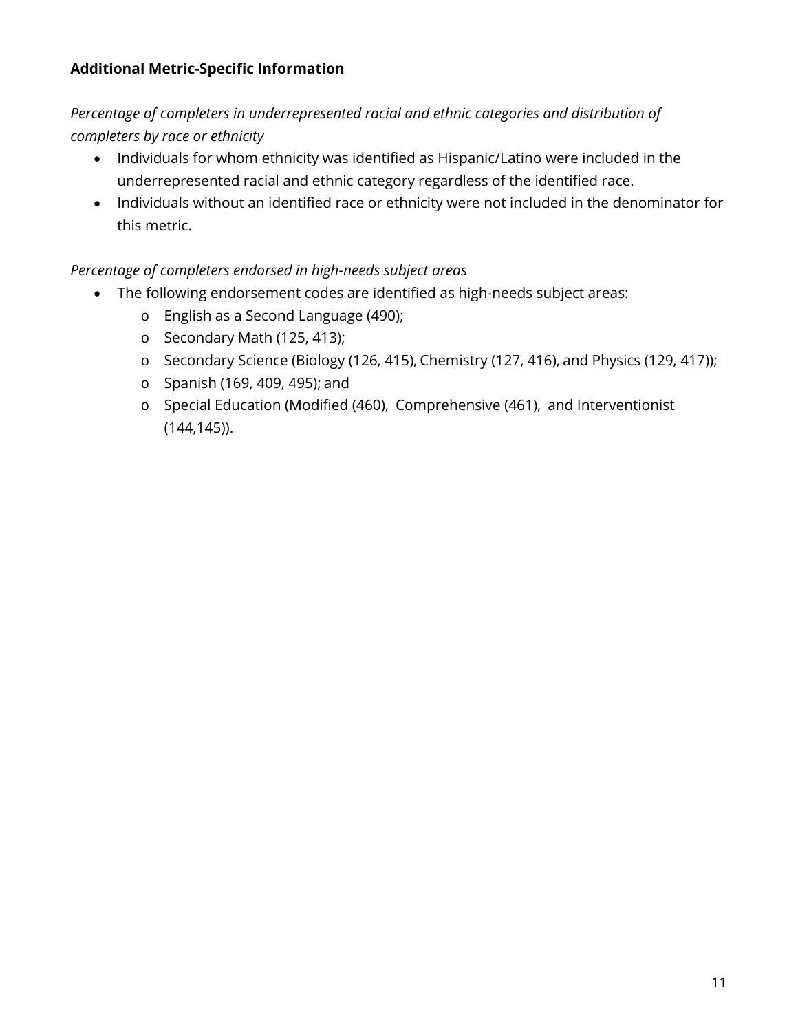**Additional Metric-Specific Information**

*Percentage of completers in underrepresented racial and ethnic categories and distribution of completers by race or ethnicity*

- Individuals for whom ethnicity was identified as Hispanic/Latino were included in the underrepresented racial and ethnic category regardless of the identified race.
- Individuals without an identified race or ethnicity were not included in the denominator for this metric.

*Percentage of completers endorsed in high-needs subject areas*

- The following endorsement codes are identified as high-needs subject areas:
    - English as a Second Language (490);
    - Secondary Math (125, 413);
    - Secondary Science (Biology (126, 415), Chemistry (127, 416), and Physics (129, 417));
    - Spanish (169, 409, 495); and
    - Special Education (Modified (460), Comprehensive (461), and Interventionist (144,145)).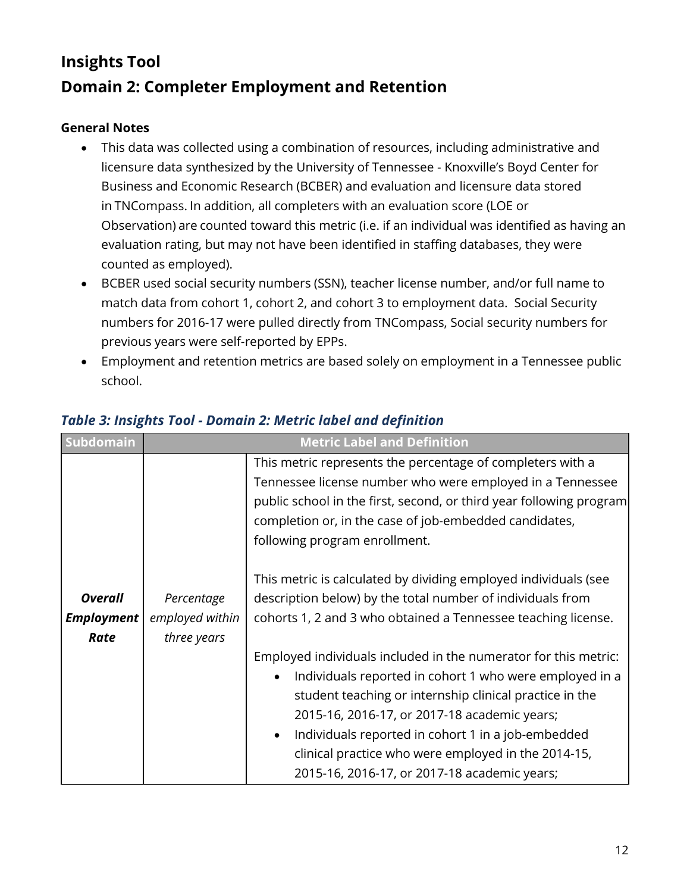## Insights Tool
## Domain 2: Completer Employment and Retention

**General Notes**

- This data was collected using a combination of resources, including administrative and licensure data synthesized by the University of Tennessee - Knoxville's Boyd Center for Business and Economic Research (BCBER) and evaluation and licensure data stored in TNCompass. In addition, all completers with an evaluation score (LOE or Observation) are counted toward this metric (i.e. if an individual was identified as having an evaluation rating, but may not have been identified in staffing databases, they were counted as employed).
- BCBER used social security numbers (SSN), teacher license number, and/or full name to match data from cohort 1, cohort 2, and cohort 3 to employment data. Social Security numbers for 2016-17 were pulled directly from TNCompass, Social security numbers for previous years were self-reported by EPPs.
- Employment and retention metrics are based solely on employment in a Tennessee public school.

### *Table 3: Insights Tool - Domain 2: Metric label and definition*

| Subdomain | Metric Label and Definition | |
|---|---|---|
| ***Overall Employment Rate*** | *Percentage employed within three years* | This metric represents the percentage of completers with a Tennessee license number who were employed in a Tennessee public school in the first, second, or third year following program completion or, in the case of job-embedded candidates, following program enrollment.<br><br>This metric is calculated by dividing employed individuals (see description below) by the total number of individuals from cohorts 1, 2 and 3 who obtained a Tennessee teaching license.<br><br>Employed individuals included in the numerator for this metric:<br>• Individuals reported in cohort 1 who were employed in a student teaching or internship clinical practice in the 2015-16, 2016-17, or 2017-18 academic years;<br>• Individuals reported in cohort 1 in a job-embedded clinical practice who were employed in the 2014-15, 2015-16, 2016-17, or 2017-18 academic years; |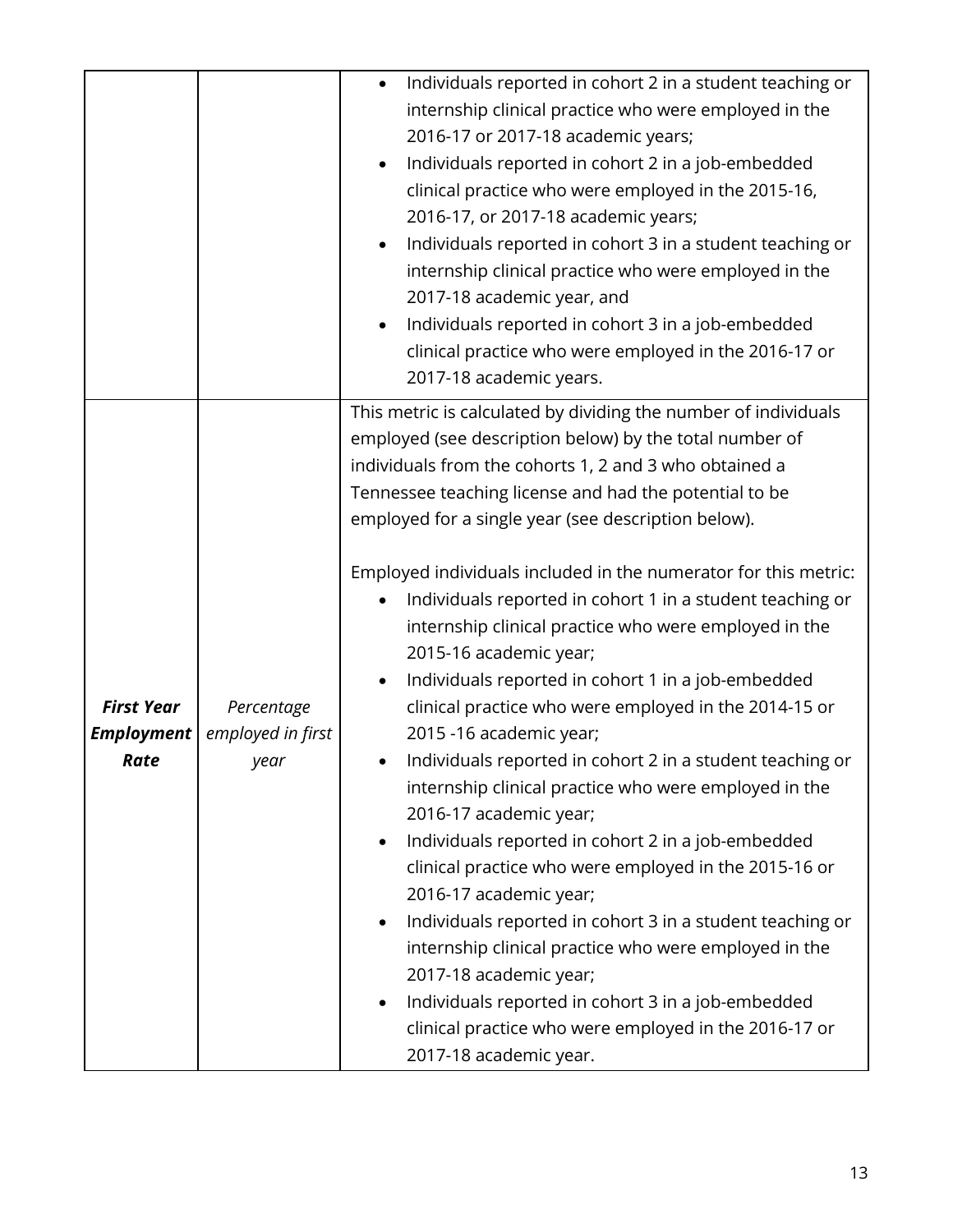| | | |
|---|---|---|
| | | • Individuals reported in cohort 2 in a student teaching or internship clinical practice who were employed in the 2016-17 or 2017-18 academic years;<br>• Individuals reported in cohort 2 in a job-embedded clinical practice who were employed in the 2015-16, 2016-17, or 2017-18 academic years;<br>• Individuals reported in cohort 3 in a student teaching or internship clinical practice who were employed in the 2017-18 academic year, and<br>• Individuals reported in cohort 3 in a job-embedded clinical practice who were employed in the 2016-17 or 2017-18 academic years. |
| ***First Year Employment Rate*** | *Percentage employed in first year* | This metric is calculated by dividing the number of individuals employed (see description below) by the total number of individuals from the cohorts 1, 2 and 3 who obtained a Tennessee teaching license and had the potential to be employed for a single year (see description below).<br><br>Employed individuals included in the numerator for this metric:<br>• Individuals reported in cohort 1 in a student teaching or internship clinical practice who were employed in the 2015-16 academic year;<br>• Individuals reported in cohort 1 in a job-embedded clinical practice who were employed in the 2014-15 or 2015 -16 academic year;<br>• Individuals reported in cohort 2 in a student teaching or internship clinical practice who were employed in the 2016-17 academic year;<br>• Individuals reported in cohort 2 in a job-embedded clinical practice who were employed in the 2015-16 or 2016-17 academic year;<br>• Individuals reported in cohort 3 in a student teaching or internship clinical practice who were employed in the 2017-18 academic year;<br>• Individuals reported in cohort 3 in a job-embedded clinical practice who were employed in the 2016-17 or 2017-18 academic year. |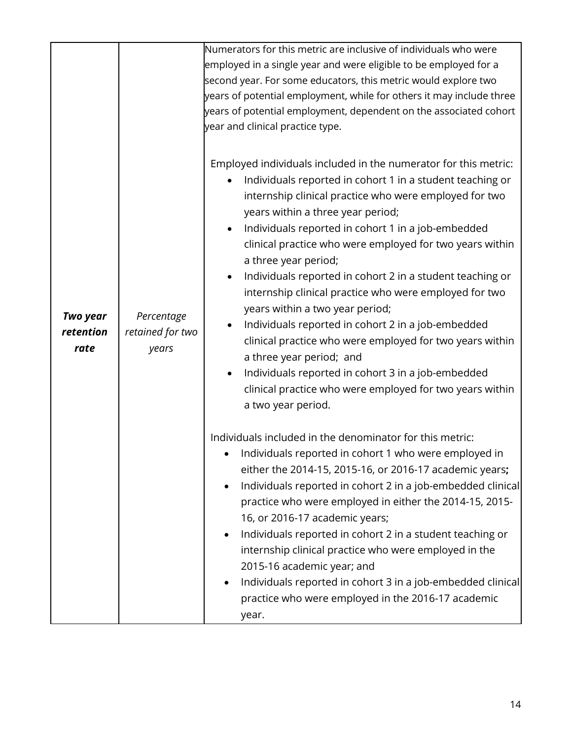| | | |
|---|---|---|
| ***Two year retention rate*** | *Percentage retained for two years* | Numerators for this metric are inclusive of individuals who were employed in a single year and were eligible to be employed for a second year. For some educators, this metric would explore two years of potential employment, while for others it may include three years of potential employment, dependent on the associated cohort year and clinical practice type.<br><br>Employed individuals included in the numerator for this metric:<br>• Individuals reported in cohort 1 in a student teaching or internship clinical practice who were employed for two years within a three year period;<br>• Individuals reported in cohort 1 in a job-embedded clinical practice who were employed for two years within a three year period;<br>• Individuals reported in cohort 2 in a student teaching or internship clinical practice who were employed for two years within a two year period;<br>• Individuals reported in cohort 2 in a job-embedded clinical practice who were employed for two years within a three year period; and<br>• Individuals reported in cohort 3 in a job-embedded clinical practice who were employed for two years within a two year period.<br><br>Individuals included in the denominator for this metric:<br>• Individuals reported in cohort 1 who were employed in either the 2014-15, 2015-16, or 2016-17 academic years**;**<br>• Individuals reported in cohort 2 in a job-embedded clinical practice who were employed in either the 2014-15, 2015-16, or 2016-17 academic years;<br>• Individuals reported in cohort 2 in a student teaching or internship clinical practice who were employed in the 2015-16 academic year; and<br>• Individuals reported in cohort 3 in a job-embedded clinical practice who were employed in the 2016-17 academic year. |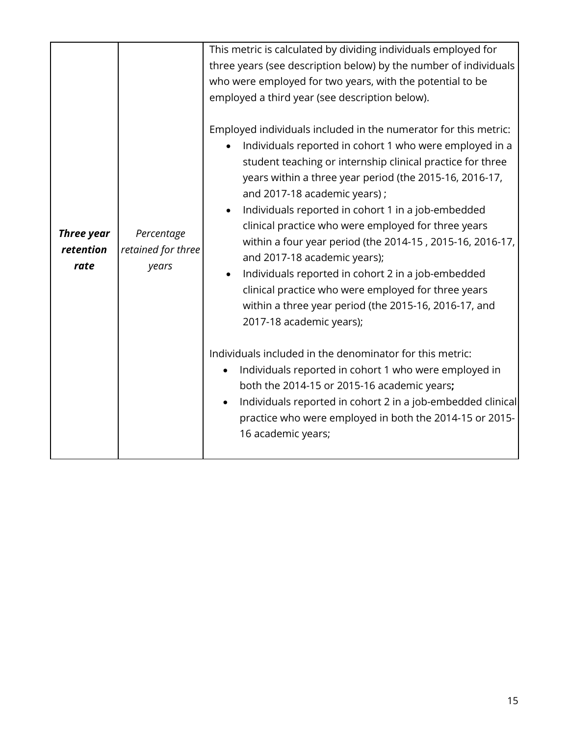| | | |
|---|---|---|
| ***Three year retention rate*** | *Percentage retained for three years* | This metric is calculated by dividing individuals employed for three years (see description below) by the number of individuals who were employed for two years, with the potential to be employed a third year (see description below).<br><br>Employed individuals included in the numerator for this metric:<br>• Individuals reported in cohort 1 who were employed in a student teaching or internship clinical practice for three years within a three year period (the 2015-16, 2016-17, and 2017-18 academic years) ;<br>• Individuals reported in cohort 1 in a job-embedded clinical practice who were employed for three years within a four year period (the 2014-15 , 2015-16, 2016-17, and 2017-18 academic years);<br>• Individuals reported in cohort 2 in a job-embedded clinical practice who were employed for three years within a three year period (the 2015-16, 2016-17, and 2017-18 academic years);<br><br>Individuals included in the denominator for this metric:<br>• Individuals reported in cohort 1 who were employed in both the 2014-15 or 2015-16 academic years**;**<br>• Individuals reported in cohort 2 in a job-embedded clinical practice who were employed in both the 2014-15 or 2015-16 academic years; |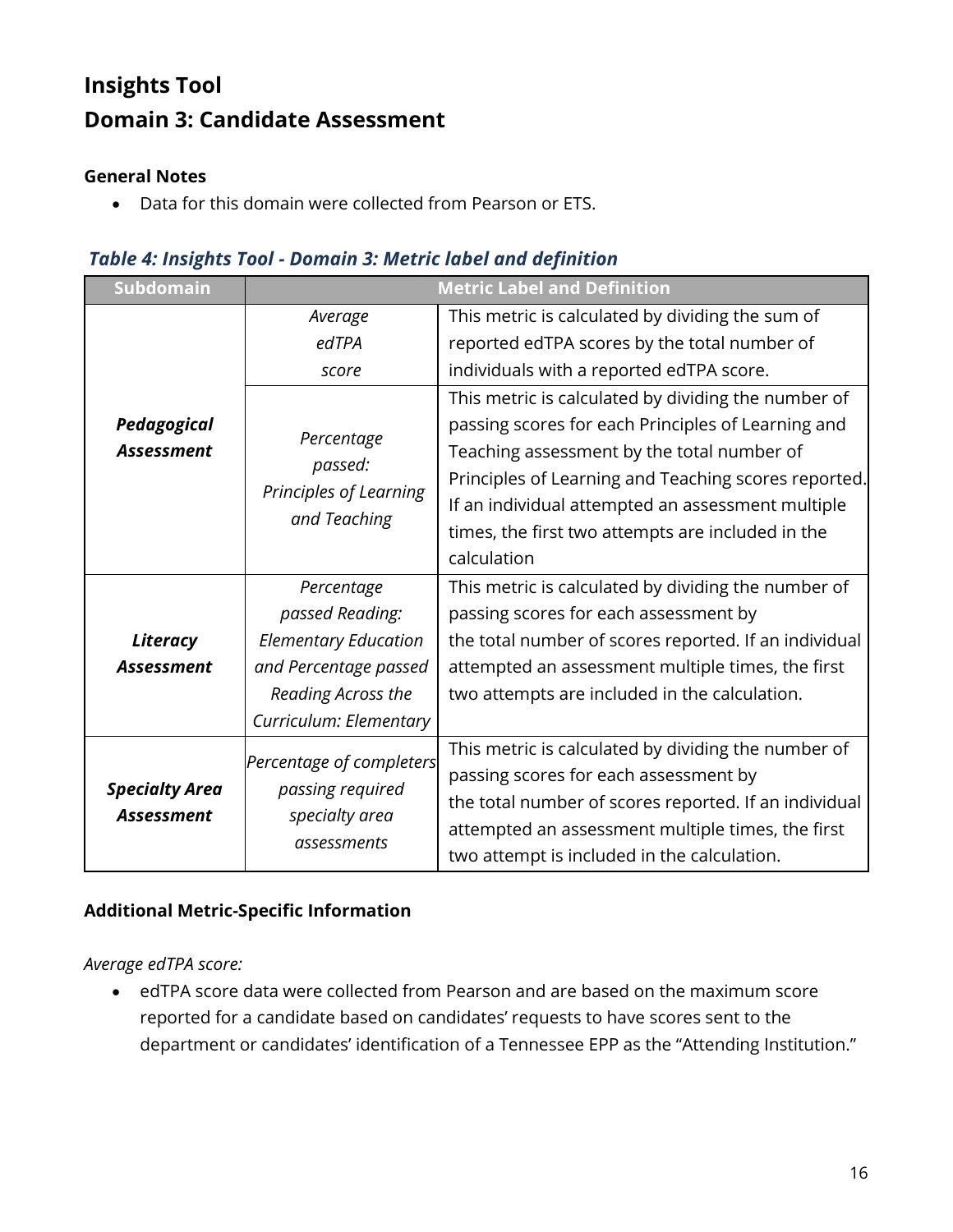## Insights Tool
## Domain 3: Candidate Assessment

**General Notes**

- Data for this domain were collected from Pearson or ETS.

*Table 4: Insights Tool - Domain 3: Metric label and definition*

| Subdomain | Metric Label and Definition | |
|---|---|---|
| ***Pedagogical Assessment*** | *Average edTPA score* | This metric is calculated by dividing the sum of reported edTPA scores by the total number of individuals with a reported edTPA score. |
| | *Percentage passed: Principles of Learning and Teaching* | This metric is calculated by dividing the number of passing scores for each Principles of Learning and Teaching assessment by the total number of Principles of Learning and Teaching scores reported. If an individual attempted an assessment multiple times, the first two attempts are included in the calculation |
| ***Literacy Assessment*** | *Percentage passed Reading: Elementary Education and Percentage passed Reading Across the Curriculum: Elementary* | This metric is calculated by dividing the number of passing scores for each assessment by the total number of scores reported. If an individual attempted an assessment multiple times, the first two attempts are included in the calculation. |
| ***Specialty Area Assessment*** | *Percentage of completers passing required specialty area assessments* | This metric is calculated by dividing the number of passing scores for each assessment by the total number of scores reported. If an individual attempted an assessment multiple times, the first two attempt is included in the calculation. |

**Additional Metric-Specific Information**

*Average edTPA score:*

- edTPA score data were collected from Pearson and are based on the maximum score reported for a candidate based on candidates' requests to have scores sent to the department or candidates' identification of a Tennessee EPP as the "Attending Institution."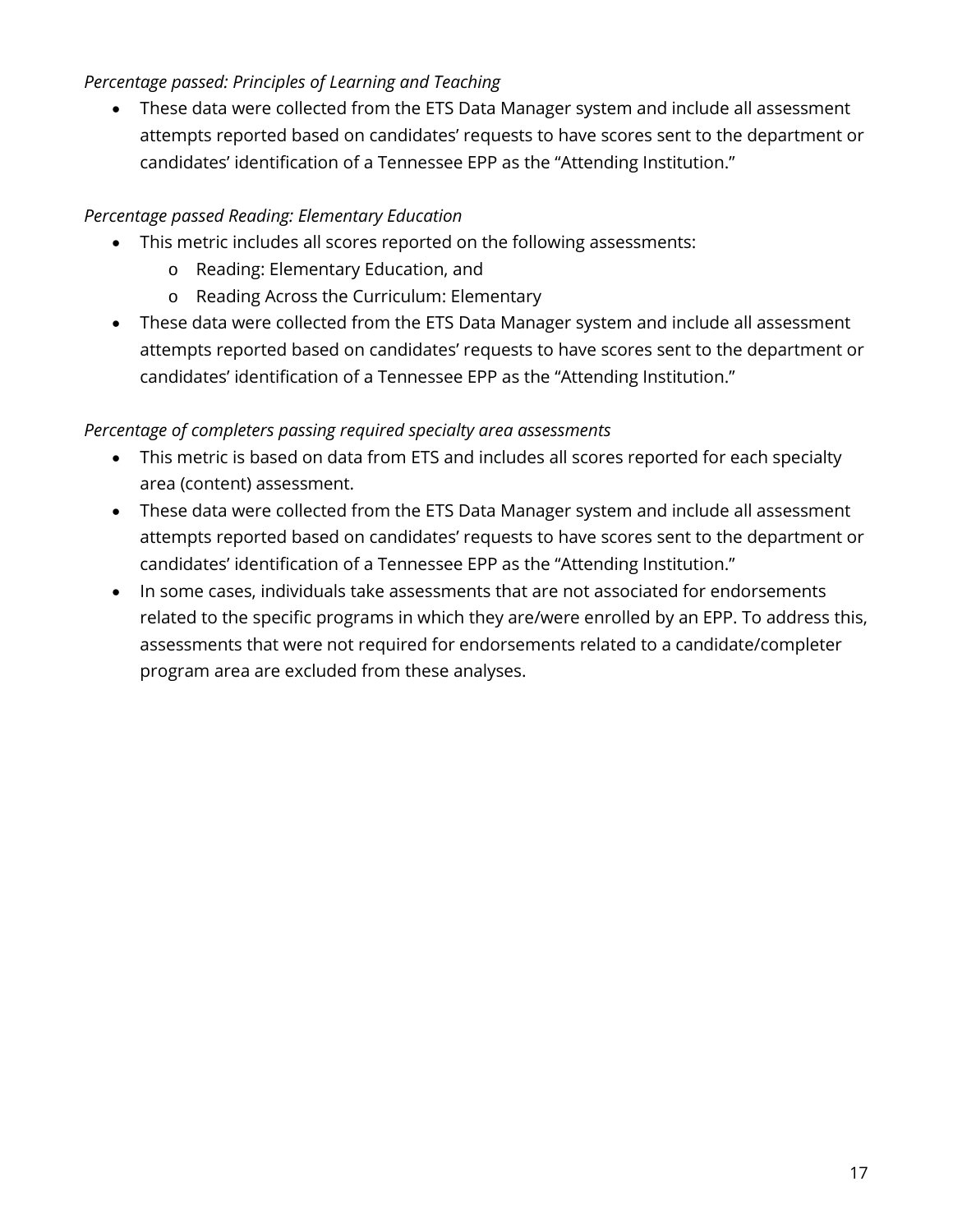*Percentage passed: Principles of Learning and Teaching*

- These data were collected from the ETS Data Manager system and include all assessment attempts reported based on candidates' requests to have scores sent to the department or candidates' identification of a Tennessee EPP as the "Attending Institution."

*Percentage passed Reading: Elementary Education*

- This metric includes all scores reported on the following assessments:
  - Reading: Elementary Education, and
  - Reading Across the Curriculum: Elementary
- These data were collected from the ETS Data Manager system and include all assessment attempts reported based on candidates' requests to have scores sent to the department or candidates' identification of a Tennessee EPP as the "Attending Institution."

*Percentage of completers passing required specialty area assessments*

- This metric is based on data from ETS and includes all scores reported for each specialty area (content) assessment.
- These data were collected from the ETS Data Manager system and include all assessment attempts reported based on candidates' requests to have scores sent to the department or candidates' identification of a Tennessee EPP as the "Attending Institution."
- In some cases, individuals take assessments that are not associated for endorsements related to the specific programs in which they are/were enrolled by an EPP. To address this, assessments that were not required for endorsements related to a candidate/completer program area are excluded from these analyses.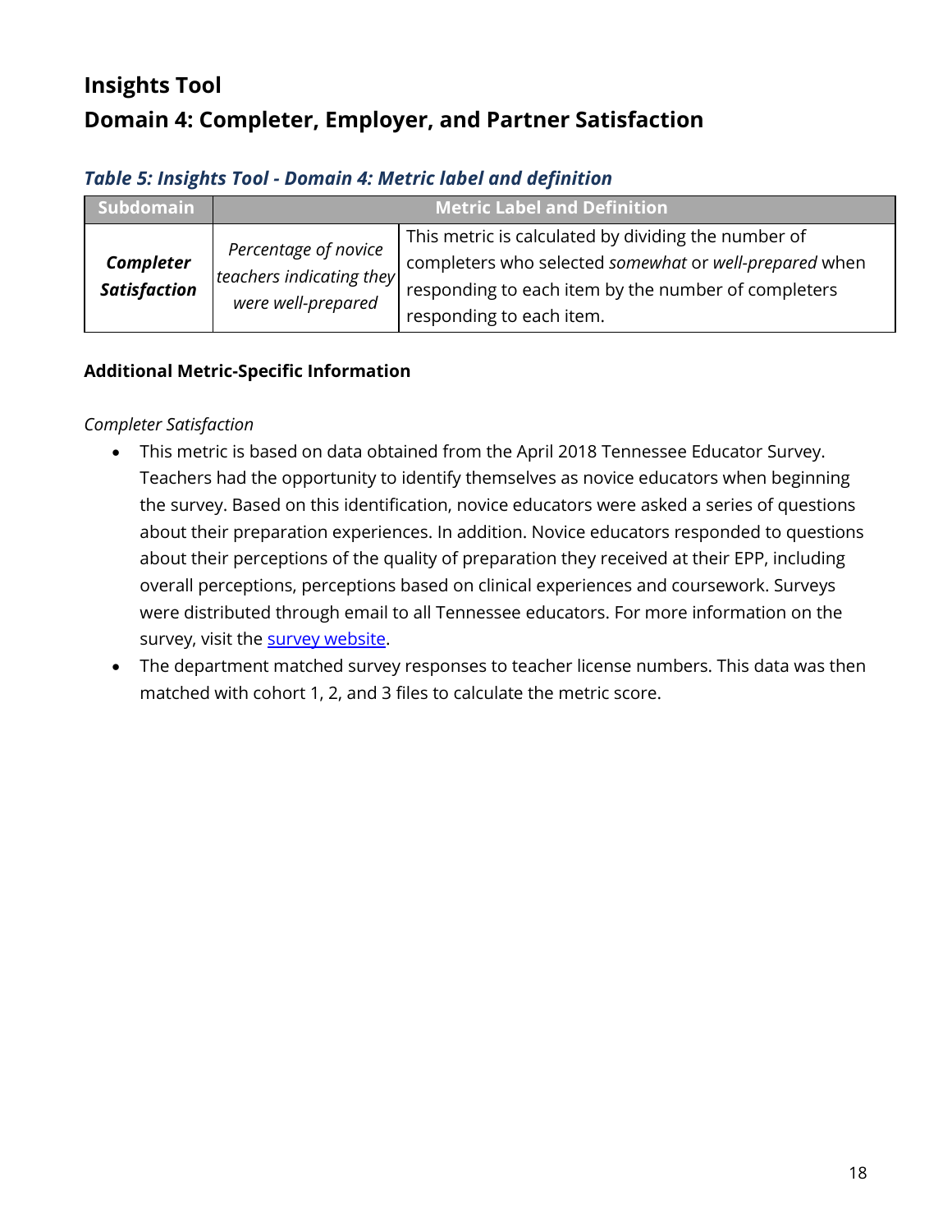# Insights Tool
# Domain 4: Completer, Employer, and Partner Satisfaction

***Table 5: Insights Tool - Domain 4: Metric label and definition***

| Subdomain | Metric Label and Definition | |
|---|---|---|
| ***Completer Satisfaction*** | *Percentage of novice teachers indicating they were well-prepared* | This metric is calculated by dividing the number of completers who selected *somewhat* or *well-prepared* when responding to each item by the number of completers responding to each item. |

**Additional Metric-Specific Information**

*Completer Satisfaction*

- This metric is based on data obtained from the April 2018 Tennessee Educator Survey. Teachers had the opportunity to identify themselves as novice educators when beginning the survey. Based on this identification, novice educators were asked a series of questions about their preparation experiences. In addition. Novice educators responded to questions about their perceptions of the quality of preparation they received at their EPP, including overall perceptions, perceptions based on clinical experiences and coursework. Surveys were distributed through email to all Tennessee educators. For more information on the survey, visit the survey website.
- The department matched survey responses to teacher license numbers. This data was then matched with cohort 1, 2, and 3 files to calculate the metric score.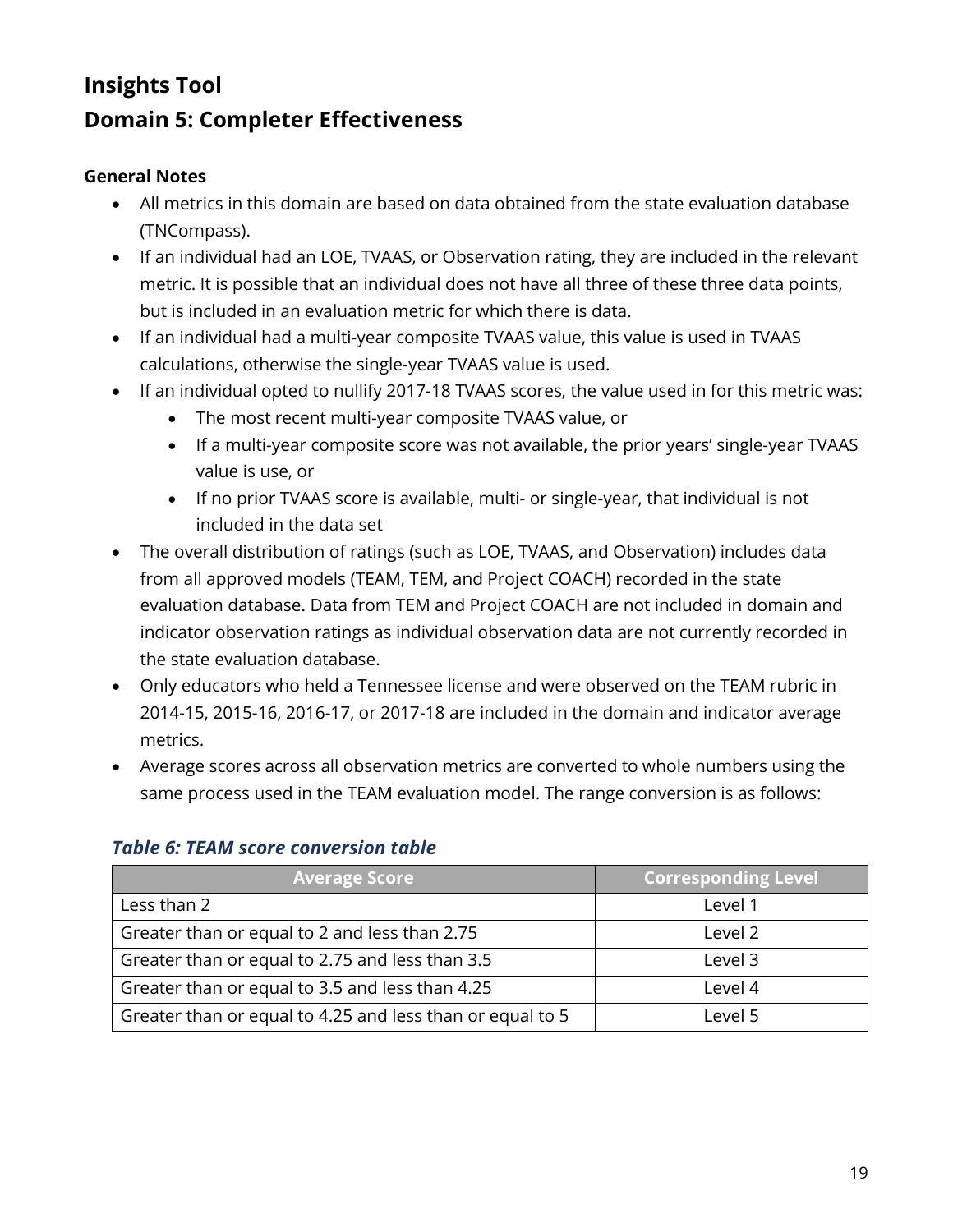## Insights Tool

## Domain 5: Completer Effectiveness

**General Notes**

- All metrics in this domain are based on data obtained from the state evaluation database (TNCompass).
- If an individual had an LOE, TVAAS, or Observation rating, they are included in the relevant metric. It is possible that an individual does not have all three of these three data points, but is included in an evaluation metric for which there is data.
- If an individual had a multi-year composite TVAAS value, this value is used in TVAAS calculations, otherwise the single-year TVAAS value is used.
- If an individual opted to nullify 2017-18 TVAAS scores, the value used in for this metric was:
  - The most recent multi-year composite TVAAS value, or
  - If a multi-year composite score was not available, the prior years' single-year TVAAS value is use, or
  - If no prior TVAAS score is available, multi- or single-year, that individual is not included in the data set
- The overall distribution of ratings (such as LOE, TVAAS, and Observation) includes data from all approved models (TEAM, TEM, and Project COACH) recorded in the state evaluation database. Data from TEM and Project COACH are not included in domain and indicator observation ratings as individual observation data are not currently recorded in the state evaluation database.
- Only educators who held a Tennessee license and were observed on the TEAM rubric in 2014-15, 2015-16, 2016-17, or 2017-18 are included in the domain and indicator average metrics.
- Average scores across all observation metrics are converted to whole numbers using the same process used in the TEAM evaluation model. The range conversion is as follows:

***Table 6: TEAM score conversion table***

| Average Score | Corresponding Level |
|---|---|
| Less than 2 | Level 1 |
| Greater than or equal to 2 and less than 2.75 | Level 2 |
| Greater than or equal to 2.75 and less than 3.5 | Level 3 |
| Greater than or equal to 3.5 and less than 4.25 | Level 4 |
| Greater than or equal to 4.25 and less than or equal to 5 | Level 5 |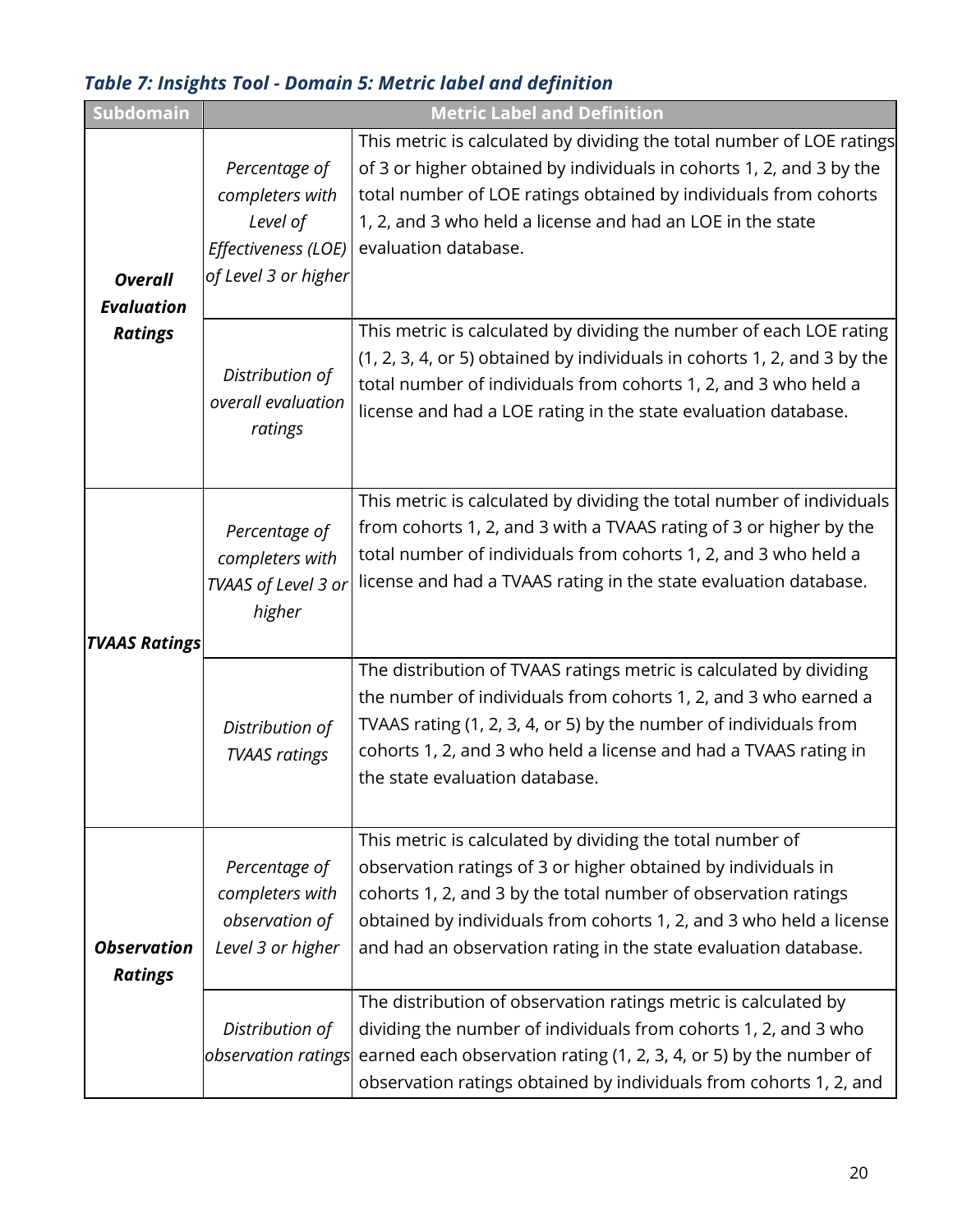### *Table 7: Insights Tool - Domain 5: Metric label and definition*

| Subdomain | Metric Label and Definition | |
|---|---|---|
| ***Overall Evaluation Ratings*** | *Percentage of completers with Level of Effectiveness (LOE) of Level 3 or higher* | This metric is calculated by dividing the total number of LOE ratings of 3 or higher obtained by individuals in cohorts 1, 2, and 3 by the total number of LOE ratings obtained by individuals from cohorts 1, 2, and 3 who held a license and had an LOE in the state evaluation database. |
| | *Distribution of overall evaluation ratings* | This metric is calculated by dividing the number of each LOE rating (1, 2, 3, 4, or 5) obtained by individuals in cohorts 1, 2, and 3 by the total number of individuals from cohorts 1, 2, and 3 who held a license and had a LOE rating in the state evaluation database. |
| ***TVAAS Ratings*** | *Percentage of completers with TVAAS of Level 3 or higher* | This metric is calculated by dividing the total number of individuals from cohorts 1, 2, and 3 with a TVAAS rating of 3 or higher by the total number of individuals from cohorts 1, 2, and 3 who held a license and had a TVAAS rating in the state evaluation database. |
| | *Distribution of TVAAS ratings* | The distribution of TVAAS ratings metric is calculated by dividing the number of individuals from cohorts 1, 2, and 3 who earned a TVAAS rating (1, 2, 3, 4, or 5) by the number of individuals from cohorts 1, 2, and 3 who held a license and had a TVAAS rating in the state evaluation database. |
| ***Observation Ratings*** | *Percentage of completers with observation of Level 3 or higher* | This metric is calculated by dividing the total number of observation ratings of 3 or higher obtained by individuals in cohorts 1, 2, and 3 by the total number of observation ratings obtained by individuals from cohorts 1, 2, and 3 who held a license and had an observation rating in the state evaluation database. |
| | *Distribution of observation ratings* | The distribution of observation ratings metric is calculated by dividing the number of individuals from cohorts 1, 2, and 3 who earned each observation rating (1, 2, 3, 4, or 5) by the number of observation ratings obtained by individuals from cohorts 1, 2, and |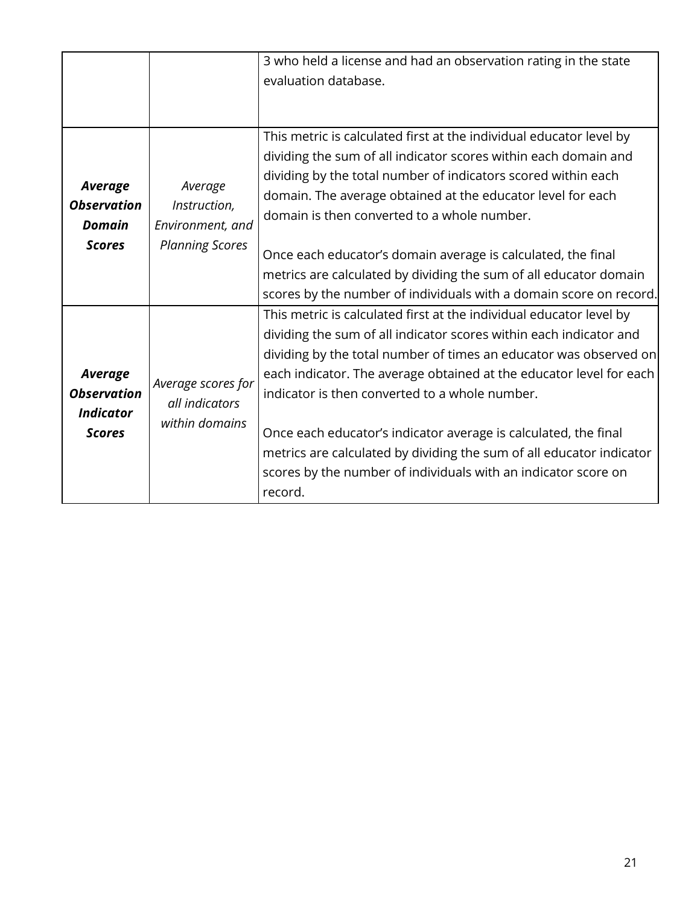| | | |
|---|---|---|
| | | 3 who held a license and had an observation rating in the state evaluation database. |
| ***Average Observation Domain Scores*** | *Average Instruction, Environment, and Planning Scores* | This metric is calculated first at the individual educator level by dividing the sum of all indicator scores within each domain and dividing by the total number of indicators scored within each domain. The average obtained at the educator level for each domain is then converted to a whole number.<br><br>Once each educator's domain average is calculated, the final metrics are calculated by dividing the sum of all educator domain scores by the number of individuals with a domain score on record. |
| ***Average Observation Indicator Scores*** | *Average scores for all indicators within domains* | This metric is calculated first at the individual educator level by dividing the sum of all indicator scores within each indicator and dividing by the total number of times an educator was observed on each indicator. The average obtained at the educator level for each indicator is then converted to a whole number.<br><br>Once each educator's indicator average is calculated, the final metrics are calculated by dividing the sum of all educator indicator scores by the number of individuals with an indicator score on record. |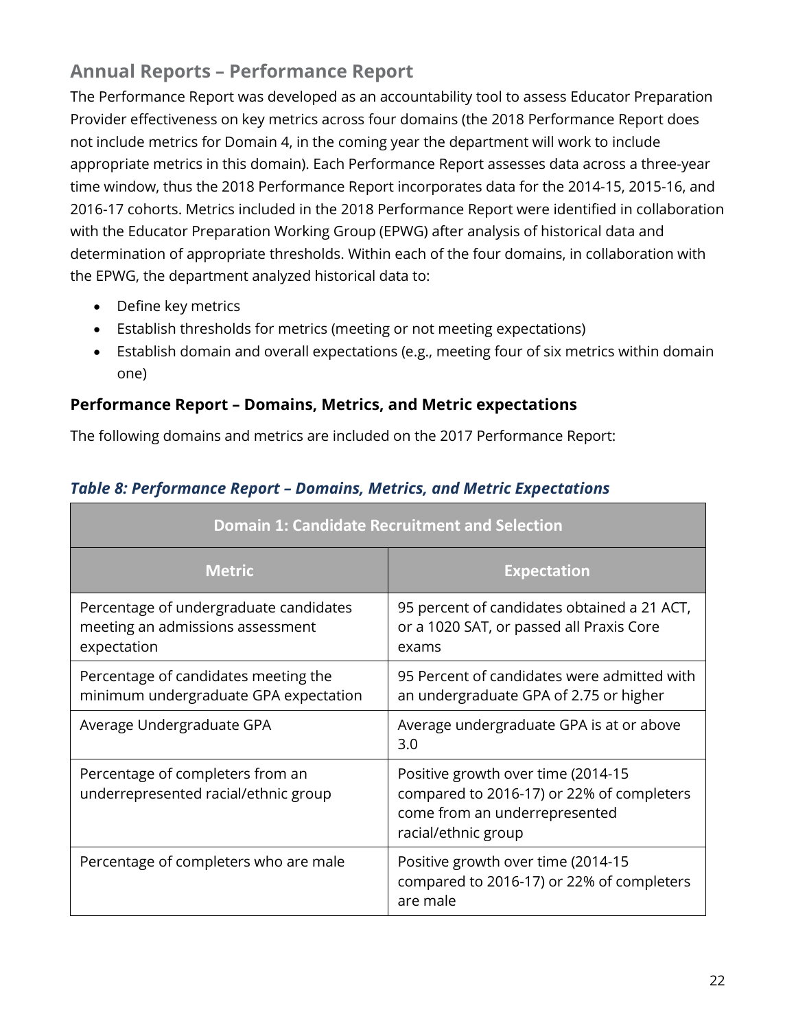## Annual Reports – Performance Report

The Performance Report was developed as an accountability tool to assess Educator Preparation Provider effectiveness on key metrics across four domains (the 2018 Performance Report does not include metrics for Domain 4, in the coming year the department will work to include appropriate metrics in this domain). Each Performance Report assesses data across a three-year time window, thus the 2018 Performance Report incorporates data for the 2014-15, 2015-16, and 2016-17 cohorts. Metrics included in the 2018 Performance Report were identified in collaboration with the Educator Preparation Working Group (EPWG) after analysis of historical data and determination of appropriate thresholds. Within each of the four domains, in collaboration with the EPWG, the department analyzed historical data to:

- Define key metrics
- Establish thresholds for metrics (meeting or not meeting expectations)
- Establish domain and overall expectations (e.g., meeting four of six metrics within domain one)

### Performance Report – Domains, Metrics, and Metric expectations

The following domains and metrics are included on the 2017 Performance Report:

***Table 8: Performance Report – Domains, Metrics, and Metric Expectations***

| Domain 1: Candidate Recruitment and Selection | |
|---|---|
| **Metric** | **Expectation** |
| Percentage of undergraduate candidates meeting an admissions assessment expectation | 95 percent of candidates obtained a 21 ACT, or a 1020 SAT, or passed all Praxis Core exams |
| Percentage of candidates meeting the minimum undergraduate GPA expectation | 95 Percent of candidates were admitted with an undergraduate GPA of 2.75 or higher |
| Average Undergraduate GPA | Average undergraduate GPA is at or above 3.0 |
| Percentage of completers from an underrepresented racial/ethnic group | Positive growth over time (2014-15 compared to 2016-17) or 22% of completers come from an underrepresented racial/ethnic group |
| Percentage of completers who are male | Positive growth over time (2014-15 compared to 2016-17) or 22% of completers are male |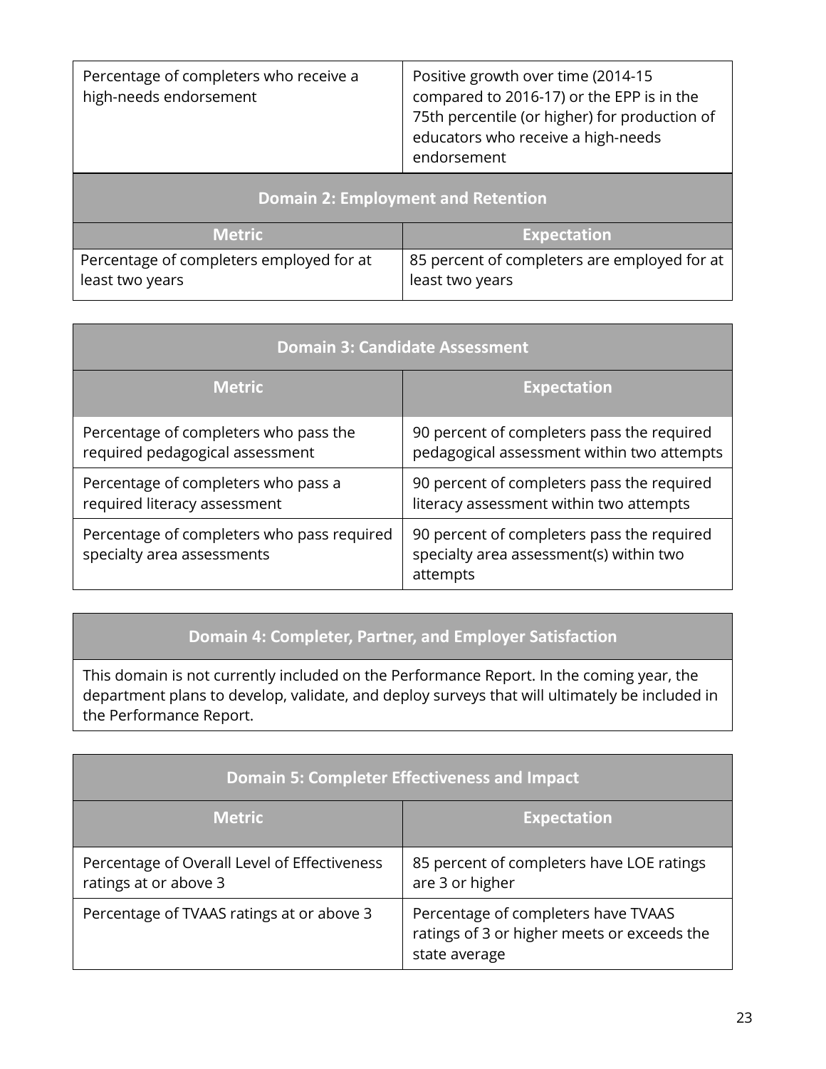| | |
|---|---|
| Percentage of completers who receive a high-needs endorsement | Positive growth over time (2014-15 compared to 2016-17) or the EPP is in the 75th percentile (or higher) for production of educators who receive a high-needs endorsement |

| Domain 2: Employment and Retention | |
|---|---|
| **Metric** | **Expectation** |
| Percentage of completers employed for at least two years | 85 percent of completers are employed for at least two years |

| Domain 3: Candidate Assessment | |
|---|---|
| **Metric** | **Expectation** |
| Percentage of completers who pass the required pedagogical assessment | 90 percent of completers pass the required pedagogical assessment within two attempts |
| Percentage of completers who pass a required literacy assessment | 90 percent of completers pass the required literacy assessment within two attempts |
| Percentage of completers who pass required specialty area assessments | 90 percent of completers pass the required specialty area assessment(s) within two attempts |

| Domain 4: Completer, Partner, and Employer Satisfaction |
|---|
| This domain is not currently included on the Performance Report. In the coming year, the department plans to develop, validate, and deploy surveys that will ultimately be included in the Performance Report. |

| Domain 5: Completer Effectiveness and Impact | |
|---|---|
| **Metric** | **Expectation** |
| Percentage of Overall Level of Effectiveness ratings at or above 3 | 85 percent of completers have LOE ratings are 3 or higher |
| Percentage of TVAAS ratings at or above 3 | Percentage of completers have TVAAS ratings of 3 or higher meets or exceeds the state average |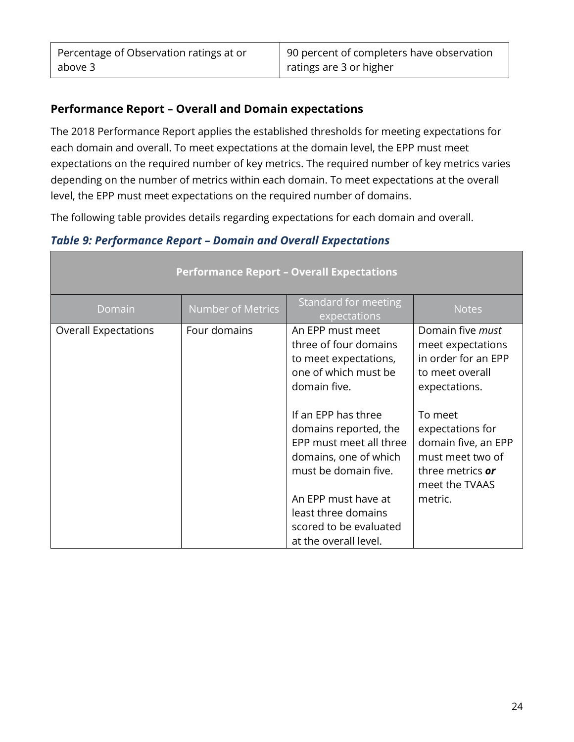| Percentage of Observation ratings at or above 3 | 90 percent of completers have observation ratings are 3 or higher |
|---|---|

### Performance Report – Overall and Domain expectations

The 2018 Performance Report applies the established thresholds for meeting expectations for each domain and overall. To meet expectations at the domain level, the EPP must meet expectations on the required number of key metrics. The required number of key metrics varies depending on the number of metrics within each domain. To meet expectations at the overall level, the EPP must meet expectations on the required number of domains.

The following table provides details regarding expectations for each domain and overall.

***Table 9: Performance Report – Domain and Overall Expectations***

| **Performance Report – Overall Expectations** | | | |
|---|---|---|---|
| Domain | Number of Metrics | Standard for meeting expectations | Notes |
| Overall Expectations | Four domains | An EPP must meet three of four domains to meet expectations, one of which must be domain five.<br><br>If an EPP has three domains reported, the EPP must meet all three domains, one of which must be domain five.<br><br>An EPP must have at least three domains scored to be evaluated at the overall level. | Domain five *must* meet expectations in order for an EPP to meet overall expectations.<br><br>To meet expectations for domain five, an EPP must meet two of three metrics ***or*** meet the TVAAS metric. |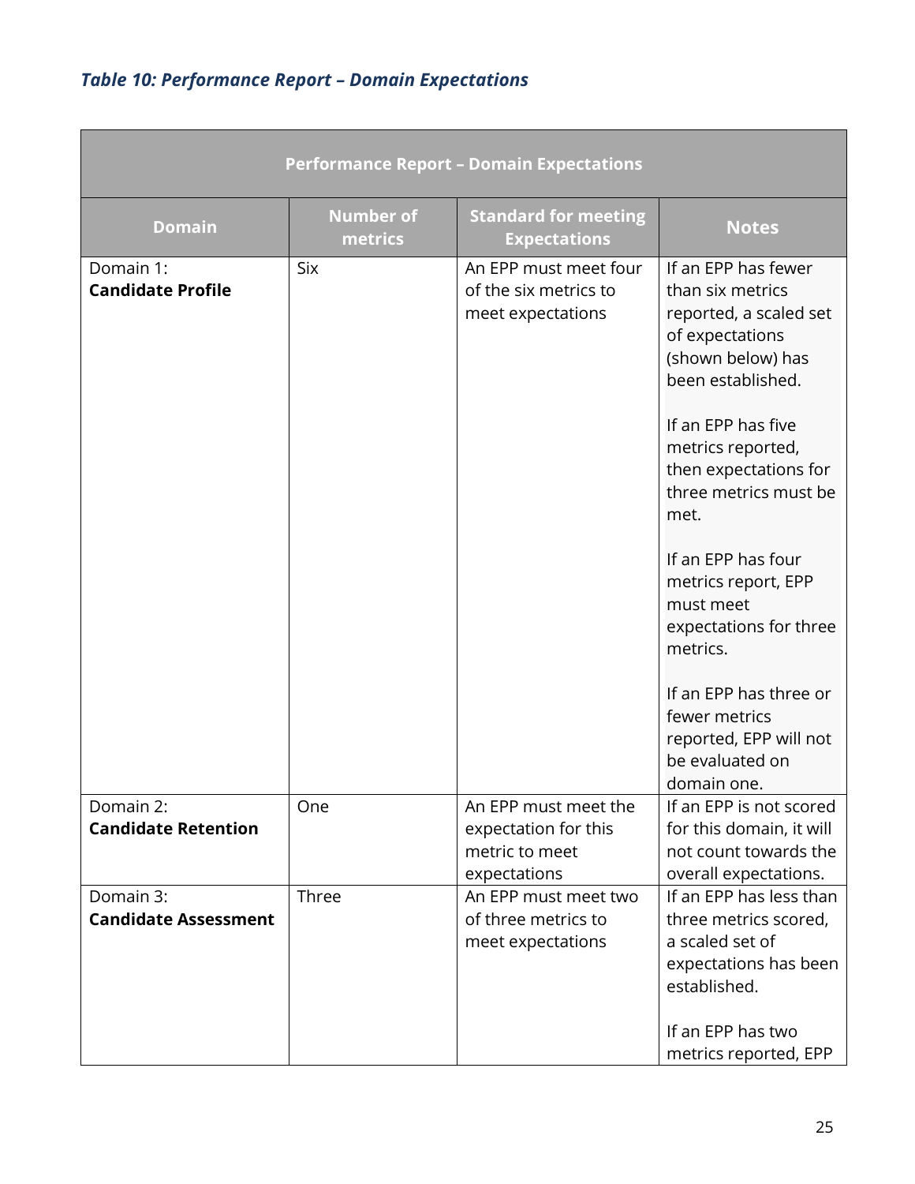*Table 10: Performance Report – Domain Expectations*

| Performance Report – Domain Expectations | | | |
|---|---|---|---|
| **Domain** | **Number of metrics** | **Standard for meeting Expectations** | **Notes** |
| Domain 1: **Candidate Profile** | Six | An EPP must meet four of the six metrics to meet expectations | If an EPP has fewer than six metrics reported, a scaled set of expectations (shown below) has been established.<br><br>If an EPP has five metrics reported, then expectations for three metrics must be met.<br><br>If an EPP has four metrics report, EPP must meet expectations for three metrics.<br><br>If an EPP has three or fewer metrics reported, EPP will not be evaluated on domain one. |
| Domain 2: **Candidate Retention** | One | An EPP must meet the expectation for this metric to meet expectations | If an EPP is not scored for this domain, it will not count towards the overall expectations. |
| Domain 3: **Candidate Assessment** | Three | An EPP must meet two of three metrics to meet expectations | If an EPP has less than three metrics scored, a scaled set of expectations has been established.<br><br>If an EPP has two metrics reported, EPP |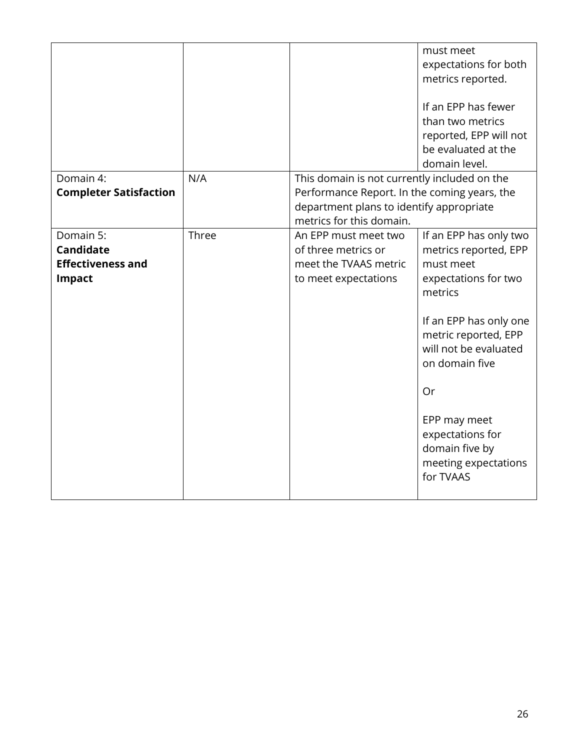| | | | |
|---|---|---|---|
| | | | must meet expectations for both metrics reported.<br><br>If an EPP has fewer than two metrics reported, EPP will not be evaluated at the domain level. |
| Domain 4: **Completer Satisfaction** | N/A | This domain is not currently included on the Performance Report. In the coming years, the department plans to identify appropriate metrics for this domain. | |
| Domain 5: **Candidate Effectiveness and Impact** | Three | An EPP must meet two of three metrics or meet the TVAAS metric to meet expectations | If an EPP has only two metrics reported, EPP must meet expectations for two metrics<br><br>If an EPP has only one metric reported, EPP will not be evaluated on domain five<br><br>Or<br><br>EPP may meet expectations for domain five by meeting expectations for TVAAS |